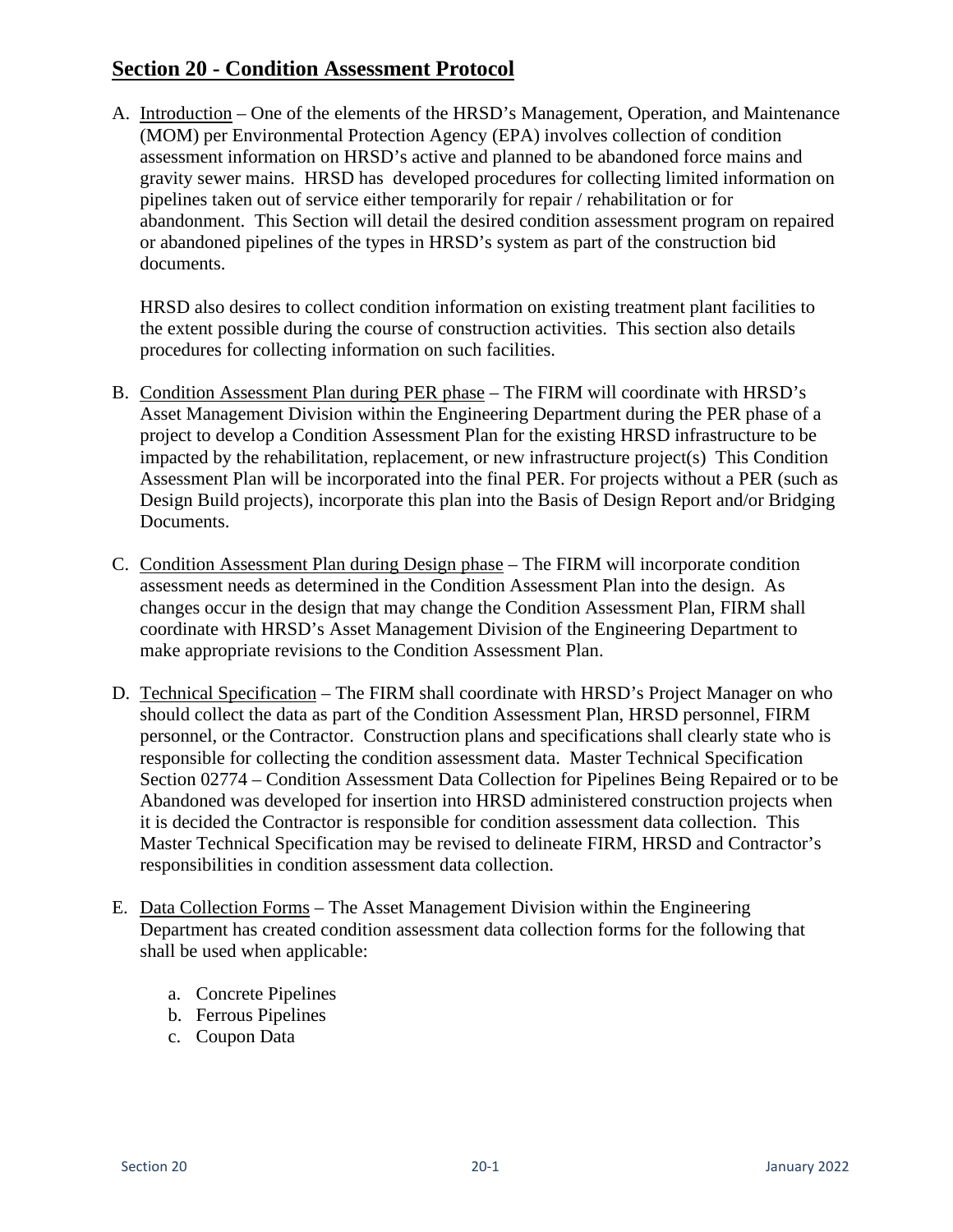# Section 20 - Condition Assessment Protocol

A. Introduction – One of the elements of the HRSD's Management, Operation, and Maintenance (MOM) per Environmental Protection Agency (EPA) involves collection of condition assessment information on HRSD's active and planned to be abandoned force mains and gravity sewer mains. HRSD has developed procedures for collecting limited information on pipelines taken out of service either temporarily for repair / rehabilitation or for abandonment. This Section will detail the desired condition assessment program on repaired or abandoned pipelines of the types in HRSD's system as part of the construction bid documents.

   HRSD also desires to collect condition information on existing treatment plant facilities to the extent possible during the course of construction activities. This section also details procedures for collecting information on such facilities.

B. Condition Assessment Plan during PER phase – The FIRM will coordinate with HRSD's Asset Management Division within the Engineering Department during the PER phase of a project to develop a Condition Assessment Plan for the existing HRSD infrastructure to be impacted by the rehabilitation, replacement, or new infrastructure project(s) This Condition Assessment Plan will be incorporated into the final PER. For projects without a PER (such as Design Build projects), incorporate this plan into the Basis of Design Report and/or Bridging Documents.

C. Condition Assessment Plan during Design phase – The FIRM will incorporate condition assessment needs as determined in the Condition Assessment Plan into the design. As changes occur in the design that may change the Condition Assessment Plan, FIRM shall coordinate with HRSD's Asset Management Division of the Engineering Department to make appropriate revisions to the Condition Assessment Plan.

D. Technical Specification – The FIRM shall coordinate with HRSD's Project Manager on who should collect the data as part of the Condition Assessment Plan, HRSD personnel, FIRM personnel, or the Contractor. Construction plans and specifications shall clearly state who is responsible for collecting the condition assessment data. Master Technical Specification Section 02774 – Condition Assessment Data Collection for Pipelines Being Repaired or to be Abandoned was developed for insertion into HRSD administered construction projects when it is decided the Contractor is responsible for condition assessment data collection. This Master Technical Specification may be revised to delineate FIRM, HRSD and Contractor's responsibilities in condition assessment data collection.

E. Data Collection Forms – The Asset Management Division within the Engineering Department has created condition assessment data collection forms for the following that shall be used when applicable:

   a. Concrete Pipelines
   b. Ferrous Pipelines
   c. Coupon Data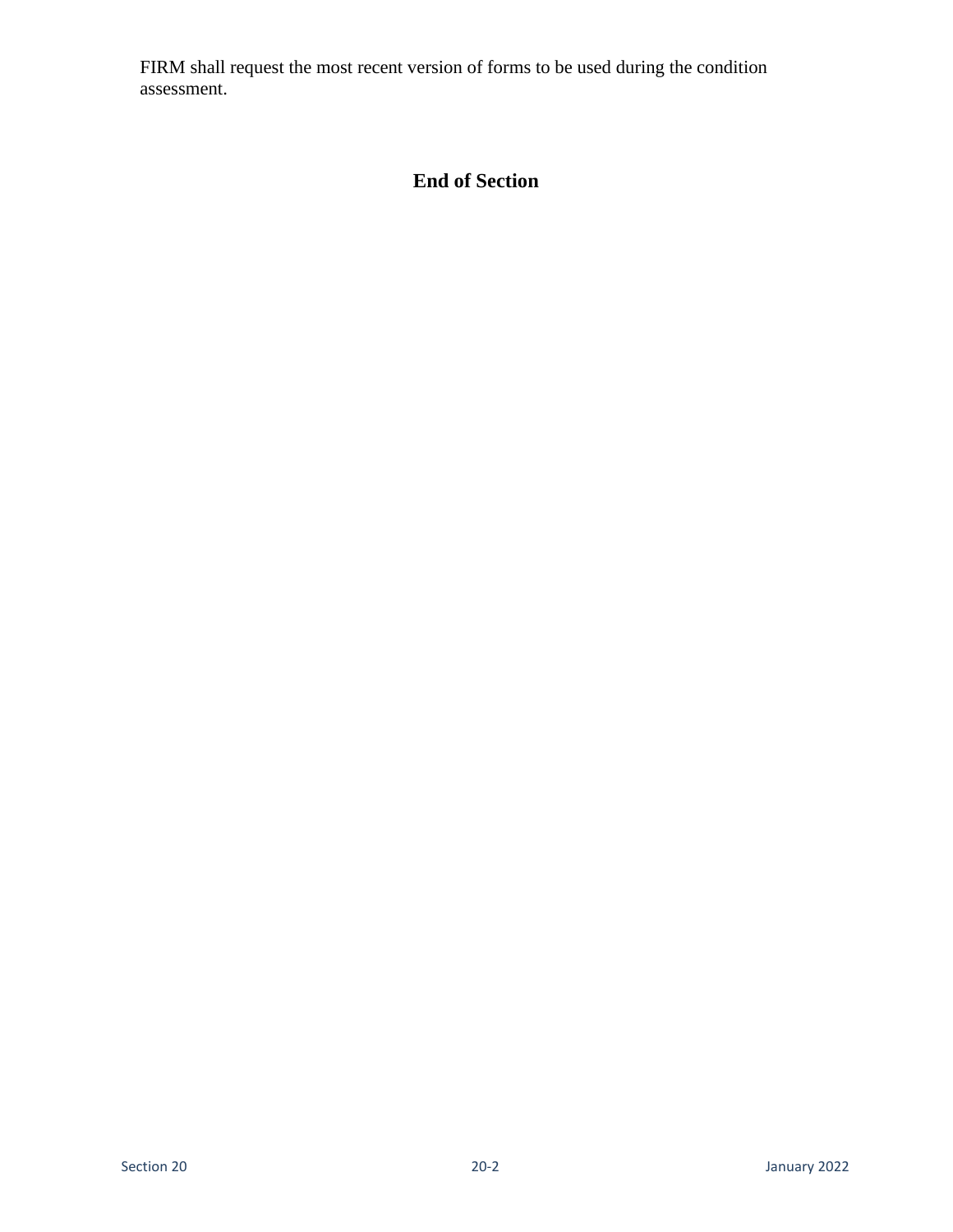FIRM shall request the most recent version of forms to be used during the condition assessment.

**End of Section**